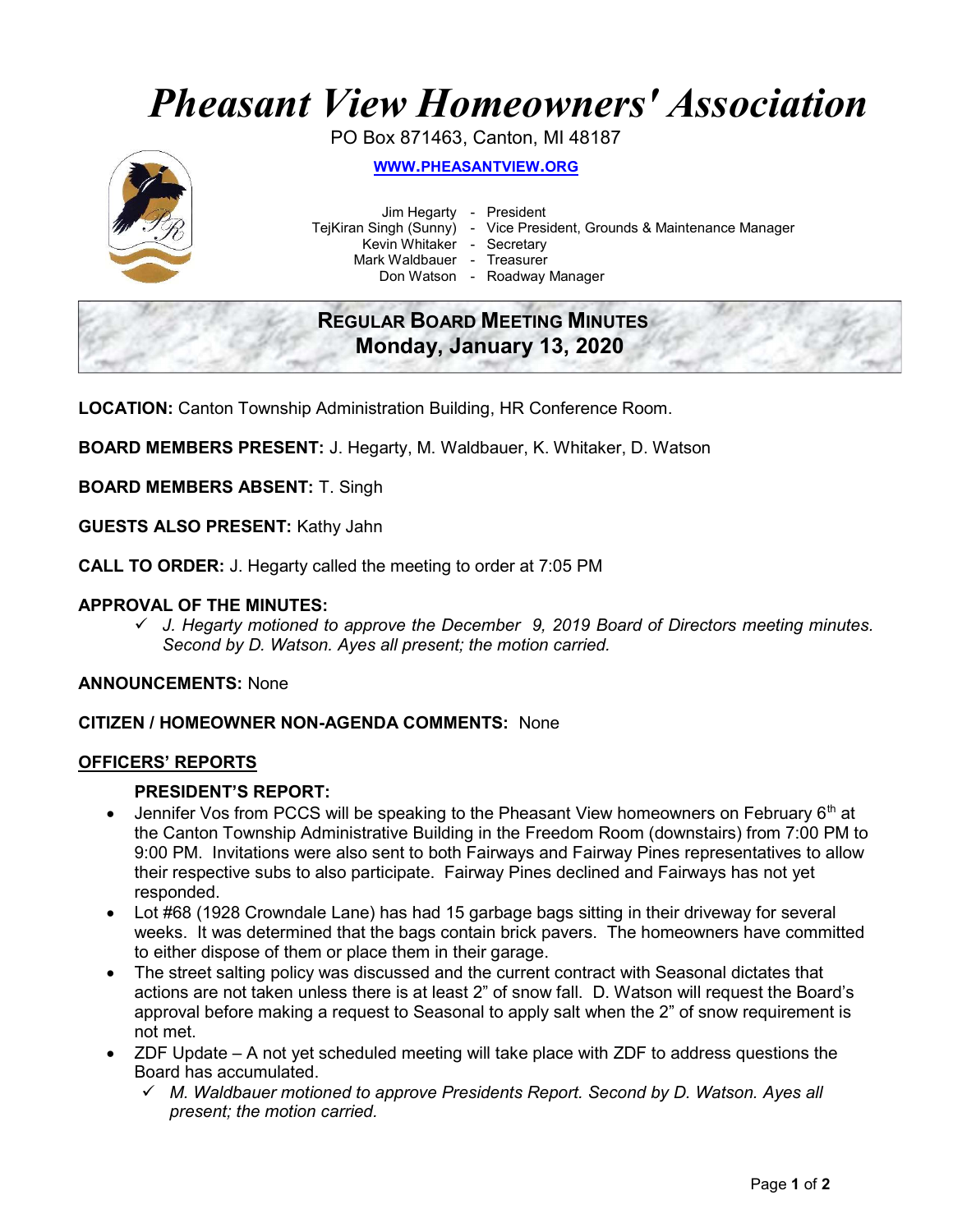# *Pheasant View Homeowners' Association*

PO Box 871463, Canton, MI 48187

**WWW.PHEASANTVIEW.ORG**

Jim Hegarty - President
TejKiran Singh (Sunny) - Vice President, Grounds & Maintenance Manager
Kevin Whitaker - Secretary
Mark Waldbauer - Treasurer
Don Watson - Roadway Manager

## REGULAR BOARD MEETING MINUTES
## Monday, January 13, 2020

**LOCATION:** Canton Township Administration Building, HR Conference Room.

**BOARD MEMBERS PRESENT:** J. Hegarty, M. Waldbauer, K. Whitaker, D. Watson

**BOARD MEMBERS ABSENT:** T. Singh

**GUESTS ALSO PRESENT:** Kathy Jahn

**CALL TO ORDER:** J. Hegarty called the meeting to order at 7:05 PM

**APPROVAL OF THE MINUTES:**

- ✓ *J. Hegarty motioned to approve the December 9, 2019 Board of Directors meeting minutes. Second by D. Watson. Ayes all present; the motion carried.*

**ANNOUNCEMENTS:** None

**CITIZEN / HOMEOWNER NON-AGENDA COMMENTS:** None

## OFFICERS' REPORTS

### PRESIDENT'S REPORT:

- Jennifer Vos from PCCS will be speaking to the Pheasant View homeowners on February 6th at the Canton Township Administrative Building in the Freedom Room (downstairs) from 7:00 PM to 9:00 PM. Invitations were also sent to both Fairways and Fairway Pines representatives to allow their respective subs to also participate. Fairway Pines declined and Fairways has not yet responded.
- Lot #68 (1928 Crowndale Lane) has had 15 garbage bags sitting in their driveway for several weeks. It was determined that the bags contain brick pavers. The homeowners have committed to either dispose of them or place them in their garage.
- The street salting policy was discussed and the current contract with Seasonal dictates that actions are not taken unless there is at least 2" of snow fall. D. Watson will request the Board's approval before making a request to Seasonal to apply salt when the 2" of snow requirement is not met.
- ZDF Update – A not yet scheduled meeting will take place with ZDF to address questions the Board has accumulated.
  - ✓ *M. Waldbauer motioned to approve Presidents Report. Second by D. Watson. Ayes all present; the motion carried.*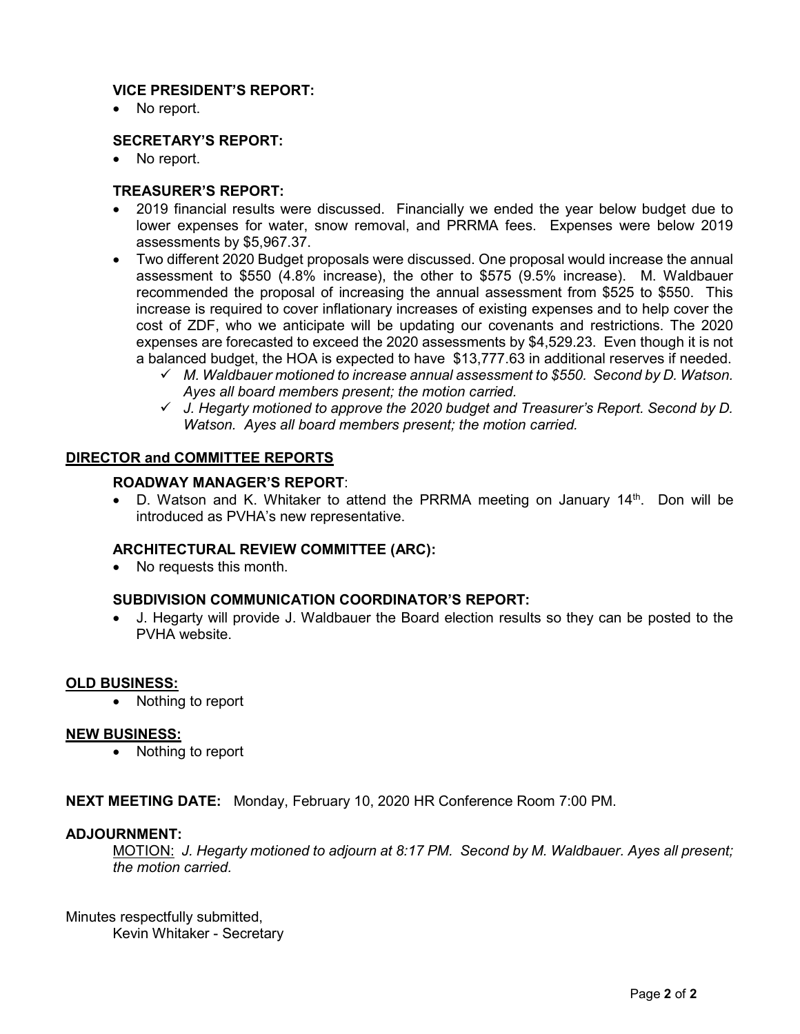### VICE PRESIDENT'S REPORT:

- No report.

### SECRETARY'S REPORT:

- No report.

### TREASURER'S REPORT:

- 2019 financial results were discussed. Financially we ended the year below budget due to lower expenses for water, snow removal, and PRRMA fees. Expenses were below 2019 assessments by $5,967.37.
- Two different 2020 Budget proposals were discussed. One proposal would increase the annual assessment to $550 (4.8% increase), the other to $575 (9.5% increase). M. Waldbauer recommended the proposal of increasing the annual assessment from $525 to $550. This increase is required to cover inflationary increases of existing expenses and to help cover the cost of ZDF, who we anticipate will be updating our covenants and restrictions. The 2020 expenses are forecasted to exceed the 2020 assessments by $4,529.23. Even though it is not a balanced budget, the HOA is expected to have $13,777.63 in additional reserves if needed.
  - ✓ *M. Waldbauer motioned to increase annual assessment to $550. Second by D. Watson. Ayes all board members present; the motion carried.*
  - ✓ *J. Hegarty motioned to approve the 2020 budget and Treasurer's Report. Second by D. Watson. Ayes all board members present; the motion carried.*

## DIRECTOR and COMMITTEE REPORTS

### ROADWAY MANAGER'S REPORT:

- D. Watson and K. Whitaker to attend the PRRMA meeting on January 14th. Don will be introduced as PVHA's new representative.

### ARCHITECTURAL REVIEW COMMITTEE (ARC):

- No requests this month.

### SUBDIVISION COMMUNICATION COORDINATOR'S REPORT:

- J. Hegarty will provide J. Waldbauer the Board election results so they can be posted to the PVHA website.

## OLD BUSINESS:

- Nothing to report

## NEW BUSINESS:

- Nothing to report

**NEXT MEETING DATE:** Monday, February 10, 2020 HR Conference Room 7:00 PM.

**ADJOURNMENT:**

MOTION: *J. Hegarty motioned to adjourn at 8:17 PM. Second by M. Waldbauer. Ayes all present; the motion carried.*

Minutes respectfully submitted,
Kevin Whitaker - Secretary